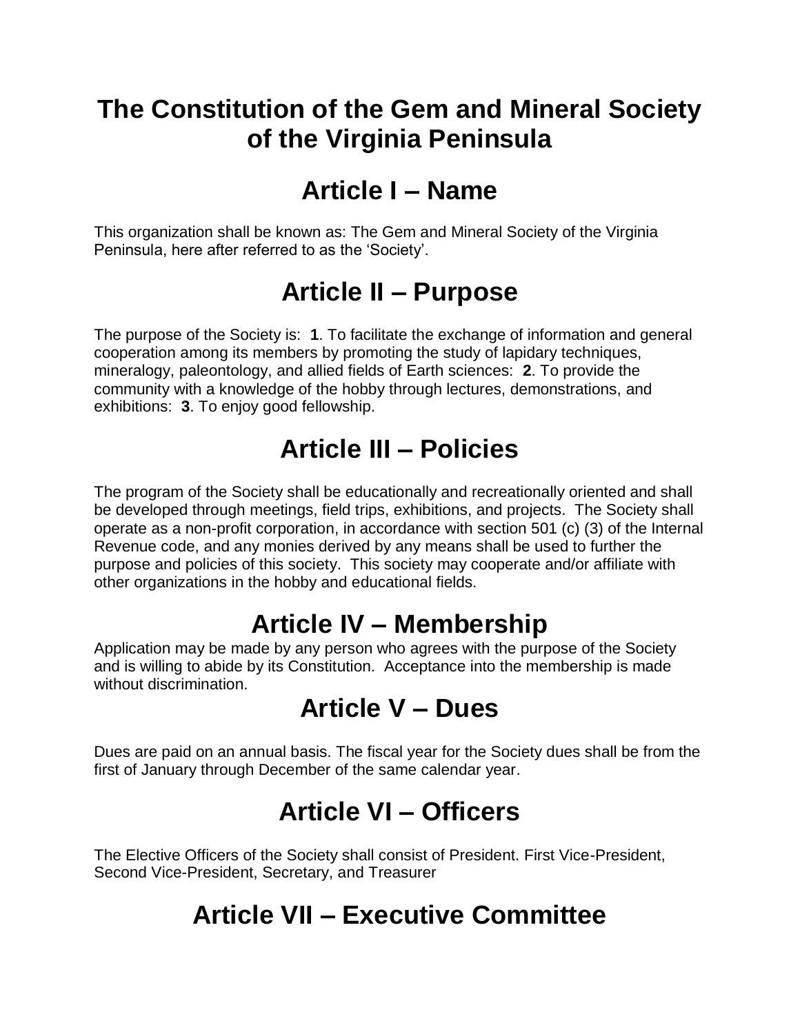# The Constitution of the Gem and Mineral Society of the Virginia Peninsula

## Article I – Name

This organization shall be known as: The Gem and Mineral Society of the Virginia Peninsula, here after referred to as the 'Society'.

## Article II – Purpose

The purpose of the Society is: **1**. To facilitate the exchange of information and general cooperation among its members by promoting the study of lapidary techniques, mineralogy, paleontology, and allied fields of Earth sciences: **2**. To provide the community with a knowledge of the hobby through lectures, demonstrations, and exhibitions: **3**. To enjoy good fellowship.

## Article III – Policies

The program of the Society shall be educationally and recreationally oriented and shall be developed through meetings, field trips, exhibitions, and projects. The Society shall operate as a non-profit corporation, in accordance with section 501 (c) (3) of the Internal Revenue code, and any monies derived by any means shall be used to further the purpose and policies of this society. This society may cooperate and/or affiliate with other organizations in the hobby and educational fields.

## Article IV – Membership

Application may be made by any person who agrees with the purpose of the Society and is willing to abide by its Constitution. Acceptance into the membership is made without discrimination.

## Article V – Dues

Dues are paid on an annual basis. The fiscal year for the Society dues shall be from the first of January through December of the same calendar year.

## Article VI – Officers

The Elective Officers of the Society shall consist of President. First Vice-President, Second Vice-President, Secretary, and Treasurer

## Article VII – Executive Committee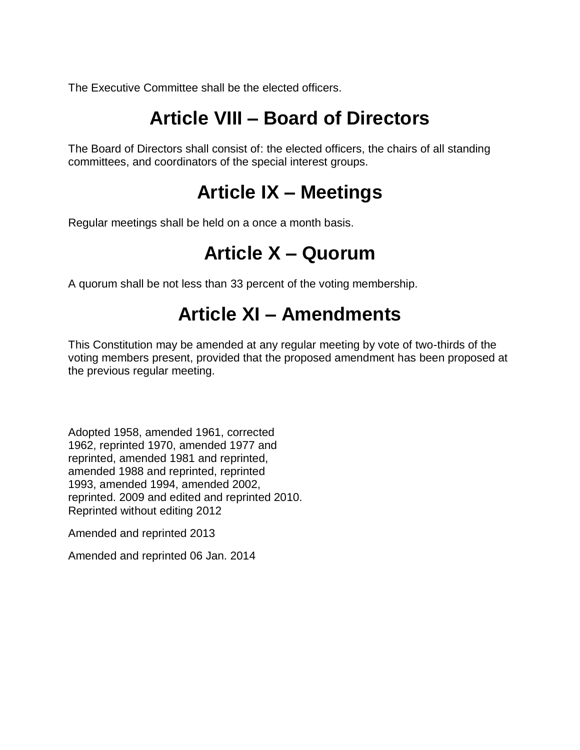The Executive Committee shall be the elected officers.

# Article VIII – Board of Directors

The Board of Directors shall consist of: the elected officers, the chairs of all standing committees, and coordinators of the special interest groups.

# Article IX – Meetings

Regular meetings shall be held on a once a month basis.

# Article X – Quorum

A quorum shall be not less than 33 percent of the voting membership.

# Article XI – Amendments

This Constitution may be amended at any regular meeting by vote of two-thirds of the voting members present, provided that the proposed amendment has been proposed at the previous regular meeting.

Adopted 1958, amended 1961, corrected 1962, reprinted 1970, amended 1977 and reprinted, amended 1981 and reprinted, amended 1988 and reprinted, reprinted 1993, amended 1994, amended 2002, reprinted. 2009 and edited and reprinted 2010. Reprinted without editing 2012

Amended and reprinted 2013

Amended and reprinted 06 Jan. 2014